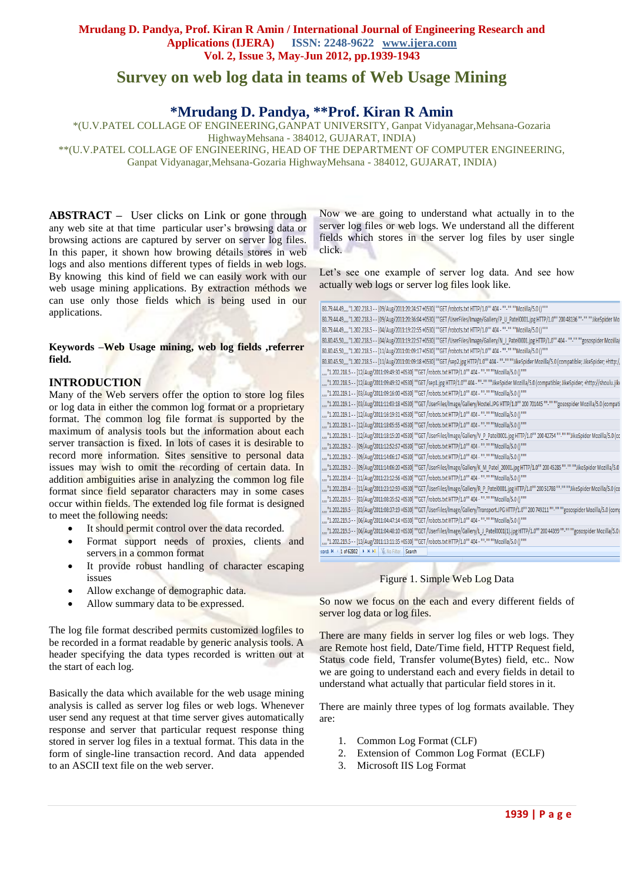# Survey on web log data in teams of Web Usage Mining

## *Mrudang D. Pandya, **Prof. Kiran R Amin

*(U.V.PATEL COLLAGE OF ENGINEERING,GANPAT UNIVERSITY, Ganpat Vidyanagar,Mehsana-Gozaria HighwayMehsana - 384012, GUJARAT, INDIA)
**(U.V.PATEL COLLAGE OF ENGINEERING, HEAD OF THE DEPARTMENT OF COMPUTER ENGINEERING, Ganpat Vidyanagar,Mehsana-Gozaria HighwayMehsana - 384012, GUJARAT, INDIA)

**ABSTRACT –** User clicks on Link or gone through any web site at that time particular user's browsing data or browsing actions are captured by server on server log files. In this paper, it shown how browing détails stores in web logs and also mentions different types of fields in web logs. By knowing this kind of field we can easily work with our web usage mining applications. By extraction méthods we can use only those fields which is being used in our applications.

**Keywords –Web Usage mining, web log fields ,referrer field.**

## INTRODUCTION

Many of the Web servers offer the option to store log files or log data in either the common log format or a proprietary format. The common log file format is supported by the maximum of analysis tools but the information about each server transaction is fixed. In lots of cases it is desirable to record more information. Sites sensitive to personal data issues may wish to omit the recording of certain data. In addition ambiguities arise in analyzing the common log file format since field separator characters may in some cases occur within fields. The extended log file format is designed to meet the following needs:

- It should permit control over the data recorded.
- Format support needs of proxies, clients and servers in a common format
- It provide robust handling of character escaping issues
- Allow exchange of demographic data.
- Allow summary data to be expressed.

The log file format described permits customized logfiles to be recorded in a format readable by generic analysis tools. A header specifying the data types recorded is written out at the start of each log.

Basically the data which available for the web usage mining analysis is called as server log files or web logs. Whenever user send any request at that time server gives automatically response and server that particular request response thing stored in server log files in a textual format. This data in the form of single-line transaction record. And data appended to an ASCII text file on the web server.

Now we are going to understand what actually in to the server log files or web logs. We understand all the different fields which stores in the server log files by user single click.

Let's see one example of server log data. And see how actually web logs or server log files look like.

Figure 1. Simple Web Log Data

So now we focus on the each and every different fields of server log data or log files.

There are many fields in server log files or web logs. They are Remote host field, Date/Time field, HTTP Request field, Status code field, Transfer volume(Bytes) field, etc.. Now we are going to understand each and every fields in detail to understand what actually that particular field stores in it.

There are mainly three types of log formats available. They are:

1. Common Log Format (CLF)
2. Extension of Common Log Format (ECLF)
3. Microsoft IIS Log Format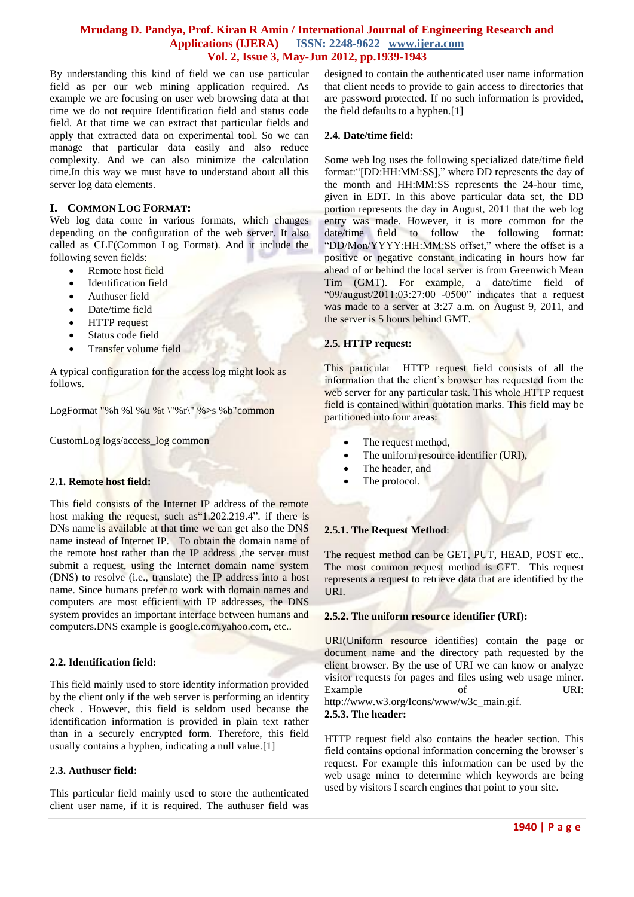By understanding this kind of field we can use particular field as per our web mining application required. As example we are focusing on user web browsing data at that time we do not require Identification field and status code field. At that time we can extract that particular fields and apply that extracted data on experimental tool. So we can manage that particular data easily and also reduce complexity. And we can also minimize the calculation time.In this way we must have to understand about all this server log data elements.

## I. Common Log Format:

Web log data come in various formats, which changes depending on the configuration of the web server. It also called as CLF(Common Log Format). And it include the following seven fields:

- Remote host field
- Identification field
- Authuser field
- Date/time field
- HTTP request
- Status code field
- Transfer volume field

A typical configuration for the access log might look as follows.

LogFormat "%h %l %u %t \"%r\" %>s %b"common

CustomLog logs/access_log common

### 2.1. Remote host field:

This field consists of the Internet IP address of the remote host making the request, such as"1.202.219.4". if there is DNs name is available at that time we can get also the DNS name instead of Internet IP. To obtain the domain name of the remote host rather than the IP address ,the server must submit a request, using the Internet domain name system (DNS) to resolve (i.e., translate) the IP address into a host name. Since humans prefer to work with domain names and computers are most efficient with IP addresses, the DNS system provides an important interface between humans and computers.DNS example is google.com,yahoo.com, etc..

### 2.2. Identification field:

This field mainly used to store identity information provided by the client only if the web server is performing an identity check . However, this field is seldom used because the identification information is provided in plain text rather than in a securely encrypted form. Therefore, this field usually contains a hyphen, indicating a null value.[1]

### 2.3. Authuser field:

This particular field mainly used to store the authenticated client user name, if it is required. The authuser field was designed to contain the authenticated user name information that client needs to provide to gain access to directories that are password protected. If no such information is provided, the field defaults to a hyphen.[1]

### 2.4. Date/time field:

Some web log uses the following specialized date/time field format:"[DD:HH:MM:SS]," where DD represents the day of the month and HH:MM:SS represents the 24-hour time, given in EDT. In this above particular data set, the DD portion represents the day in August, 2011 that the web log entry was made. However, it is more common for the date/time field to follow the following format: "DD/Mon/YYYY:HH:MM:SS offset," where the offset is a positive or negative constant indicating in hours how far ahead of or behind the local server is from Greenwich Mean Tim (GMT). For example, a date/time field of "09/august/2011:03:27:00 -0500" indicates that a request was made to a server at 3:27 a.m. on August 9, 2011, and the server is 5 hours behind GMT.

### 2.5. HTTP request:

This particular HTTP request field consists of all the information that the client's browser has requested from the web server for any particular task. This whole HTTP request field is contained within quotation marks. This field may be partitioned into four areas:

- The request method,
- The uniform resource identifier (URI),
- The header, and
- The protocol.

#### 2.5.1. The Request Method:

The request method can be GET, PUT, HEAD, POST etc.. The most common request method is GET. This request represents a request to retrieve data that are identified by the URI.

#### 2.5.2. The uniform resource identifier (URI):

URI(Uniform resource identifies) contain the page or document name and the directory path requested by the client browser. By the use of URI we can know or analyze visitor requests for pages and files using web usage miner. Example of URI: http://www.w3.org/Icons/www/w3c_main.gif.

#### 2.5.3. The header:

HTTP request field also contains the header section. This field contains optional information concerning the browser's request. For example this information can be used by the web usage miner to determine which keywords are being used by visitors I search engines that point to your site.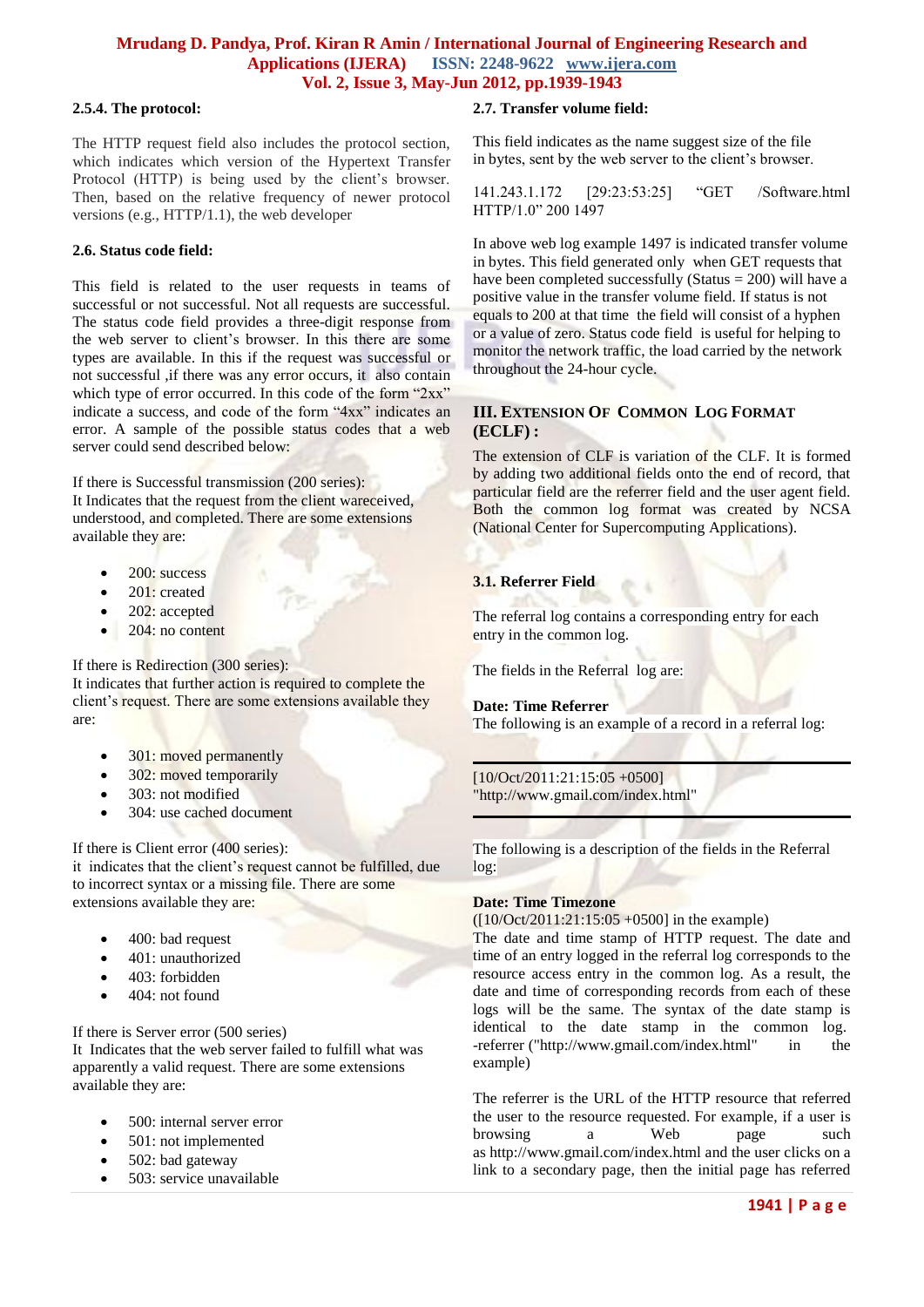### 2.5.4. The protocol:

The HTTP request field also includes the protocol section, which indicates which version of the Hypertext Transfer Protocol (HTTP) is being used by the client's browser. Then, based on the relative frequency of newer protocol versions (e.g., HTTP/1.1), the web developer

### 2.6. Status code field:

This field is related to the user requests in teams of successful or not successful. Not all requests are successful. The status code field provides a three-digit response from the web server to client's browser. In this there are some types are available. In this if the request was successful or not successful ,if there was any error occurs, it also contain which type of error occurred. In this code of the form "2xx" indicate a success, and code of the form "4xx" indicates an error. A sample of the possible status codes that a web server could send described below:

If there is Successful transmission (200 series):
It Indicates that the request from the client wareceived, understood, and completed. There are some extensions available they are:

- 200: success
- 201: created
- 202: accepted
- 204: no content

If there is Redirection (300 series):
It indicates that further action is required to complete the client's request. There are some extensions available they are:

- 301: moved permanently
- 302: moved temporarily
- 303: not modified
- 304: use cached document

If there is Client error (400 series):
it indicates that the client's request cannot be fulfilled, due to incorrect syntax or a missing file. There are some extensions available they are:

- 400: bad request
- 401: unauthorized
- 403: forbidden
- 404: not found

If there is Server error (500 series)
It Indicates that the web server failed to fulfill what was apparently a valid request. There are some extensions available they are:

- 500: internal server error
- 501: not implemented
- 502: bad gateway
- 503: service unavailable

### 2.7. Transfer volume field:

This field indicates as the name suggest size of the file in bytes, sent by the web server to the client's browser.

141.243.1.172 [29:23:53:25] "GET /Software.html HTTP/1.0" 200 1497

In above web log example 1497 is indicated transfer volume in bytes. This field generated only when GET requests that have been completed successfully (Status = 200) will have a positive value in the transfer volume field. If status is not equals to 200 at that time the field will consist of a hyphen or a value of zero. Status code field is useful for helping to monitor the network traffic, the load carried by the network throughout the 24-hour cycle.

## III. Extension Of Common Log Format (ECLF) :

The extension of CLF is variation of the CLF. It is formed by adding two additional fields onto the end of record, that particular field are the referrer field and the user agent field. Both the common log format was created by NCSA (National Center for Supercomputing Applications).

### 3.1. Referrer Field

The referral log contains a corresponding entry for each entry in the common log.

The fields in the Referral log are:

**Date: Time Referrer**
The following is an example of a record in a referral log:

[10/Oct/2011:21:15:05 +0500] "http://www.gmail.com/index.html"

The following is a description of the fields in the Referral log:

**Date: Time Timezone**
([10/Oct/2011:21:15:05 +0500] in the example)
The date and time stamp of HTTP request. The date and time of an entry logged in the referral log corresponds to the resource access entry in the common log. As a result, the date and time of corresponding records from each of these logs will be the same. The syntax of the date stamp is identical to the date stamp in the common log.
-referrer ("http://www.gmail.com/index.html" in the example)

The referrer is the URL of the HTTP resource that referred the user to the resource requested. For example, if a user is browsing a Web page such as http://www.gmail.com/index.html and the user clicks on a link to a secondary page, then the initial page has referred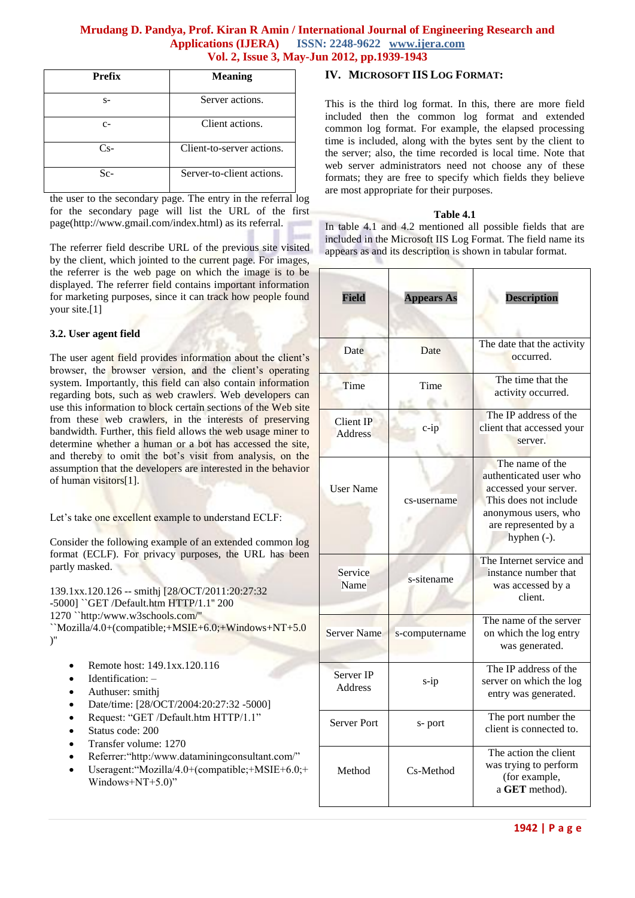| Prefix | Meaning |
|---|---|
| s- | Server actions. |
| c- | Client actions. |
| Cs- | Client-to-server actions. |
| Sc- | Server-to-client actions. |

the user to the secondary page. The entry in the referral log for the secondary page will list the URL of the first page(http://www.gmail.com/index.html) as its referral.

The referrer field describe URL of the previous site visited by the client, which jointed to the current page. For images, the referrer is the web page on which the image is to be displayed. The referrer field contains important information for marketing purposes, since it can track how people found your site.[1]

### 3.2. User agent field

The user agent field provides information about the client's browser, the browser version, and the client's operating system. Importantly, this field can also contain information regarding bots, such as web crawlers. Web developers can use this information to block certain sections of the Web site from these web crawlers, in the interests of preserving bandwidth. Further, this field allows the web usage miner to determine whether a human or a bot has accessed the site, and thereby to omit the bot's visit from analysis, on the assumption that the developers are interested in the behavior of human visitors[1].

Let's take one excellent example to understand ECLF:

Consider the following example of an extended common log format (ECLF). For privacy purposes, the URL has been partly masked.

139.1xx.120.126 -- smithj [28/OCT/2011:20:27:32 -5000] ``GET /Default.htm HTTP/1.1" 200 1270 ``http:/www.w3schools.com/" ``Mozilla/4.0+(compatible;+MSIE+6.0;+Windows+NT+5.0 )"

- Remote host: 149.1xx.120.116
- Identification: –
- Authuser: smithj
- Date/time: [28/OCT/2004:20:27:32 -5000]
- Request: "GET /Default.htm HTTP/1.1"
- Status code: 200
- Transfer volume: 1270
- Referrer:"http:/www.dataminingconsultant.com/"
- Useragent:"Mozilla/4.0+(compatible;+MSIE+6.0;+Windows+NT+5.0)"

## IV. Microsoft IIS Log Format:

This is the third log format. In this, there are more field included then the common log format and extended common log format. For example, the elapsed processing time is included, along with the bytes sent by the client to the server; also, the time recorded is local time. Note that web server administrators need not choose any of these formats; they are free to specify which fields they believe are most appropriate for their purposes.

**Table 4.1**

In table 4.1 and 4.2 mentioned all possible fields that are included in the Microsoft IIS Log Format. The field name its appears as and its description is shown in tabular format.

| Field | Appears As | Description |
|---|---|---|
| Date | Date | The date that the activity occurred. |
| Time | Time | The time that the activity occurred. |
| Client IP Address | c-ip | The IP address of the client that accessed your server. |
| User Name | cs-username | The name of the authenticated user who accessed your server. This does not include anonymous users, who are represented by a hyphen (-). |
| Service Name | s-sitename | The Internet service and instance number that was accessed by a client. |
| Server Name | s-computername | The name of the server on which the log entry was generated. |
| Server IP Address | s-ip | The IP address of the server on which the log entry was generated. |
| Server Port | s- port | The port number the client is connected to. |
| Method | Cs-Method | The action the client was trying to perform (for example, a **GET** method). |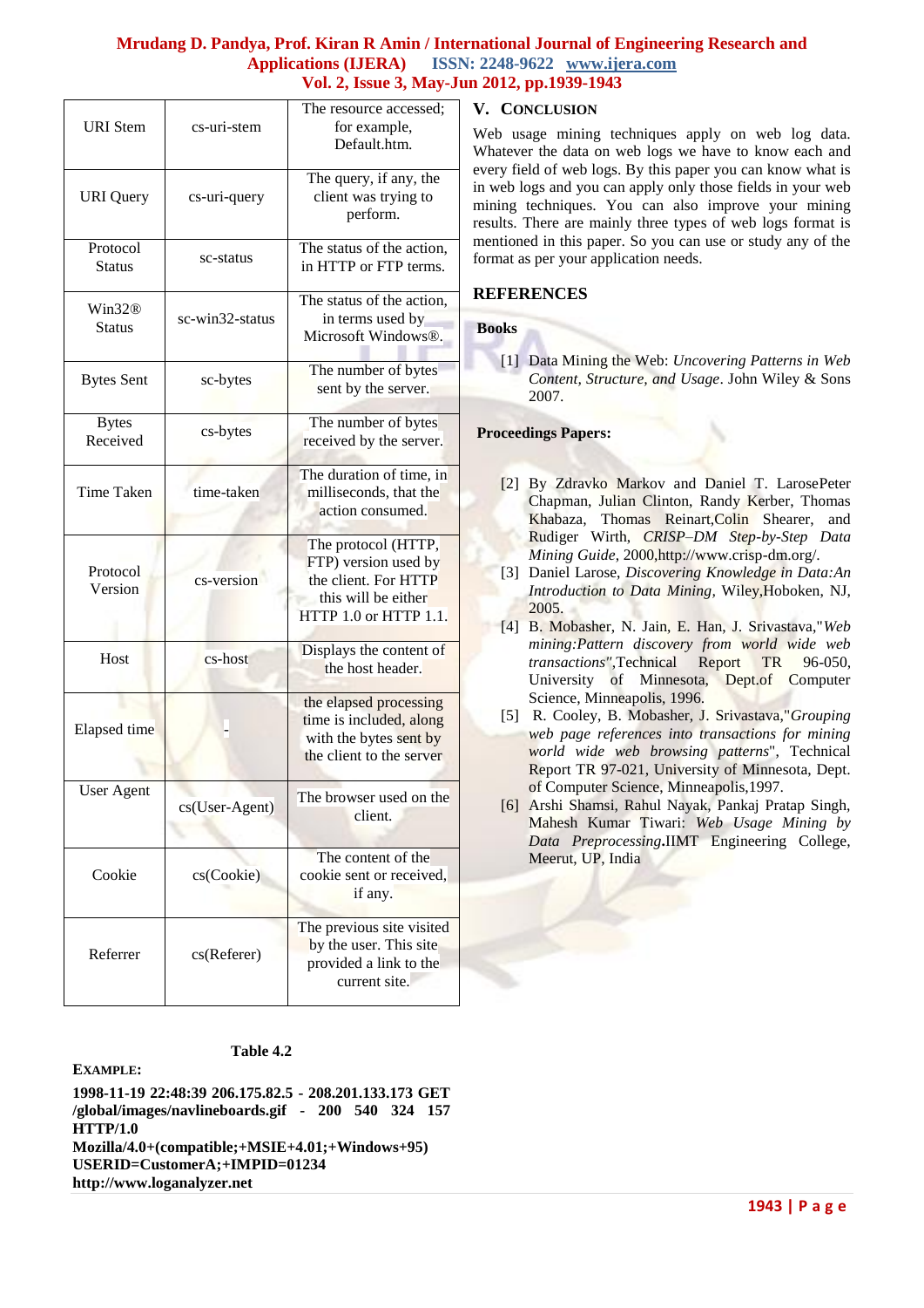| | | |
|---|---|---|
| URI Stem | cs-uri-stem | The resource accessed; for example, Default.htm. |
| URI Query | cs-uri-query | The query, if any, the client was trying to perform. |
| Protocol Status | sc-status | The status of the action, in HTTP or FTP terms. |
| Win32® Status | sc-win32-status | The status of the action, in terms used by Microsoft Windows®. |
| Bytes Sent | sc-bytes | The number of bytes sent by the server. |
| Bytes Received | cs-bytes | The number of bytes received by the server. |
| Time Taken | time-taken | The duration of time, in milliseconds, that the action consumed. |
| Protocol Version | cs-version | The protocol (HTTP, FTP) version used by the client. For HTTP this will be either HTTP 1.0 or HTTP 1.1. |
| Host | cs-host | Displays the content of the host header. |
| Elapsed time | - | the elapsed processing time is included, along with the bytes sent by the client to the server |
| User Agent | cs(User-Agent) | The browser used on the client. |
| Cookie | cs(Cookie) | The content of the cookie sent or received, if any. |
| Referrer | cs(Referer) | The previous site visited by the user. This site provided a link to the current site. |

**Table 4.2**

**EXAMPLE:**

**1998-11-19 22:48:39 206.175.82.5 - 208.201.133.173 GET /global/images/navlineboards.gif - 200 540 324 157 HTTP/1.0 Mozilla/4.0+(compatible;+MSIE+4.01;+Windows+95) USERID=CustomerA;+IMPID=01234 http://www.loganalyzer.net**

## V. CONCLUSION

Web usage mining techniques apply on web log data. Whatever the data on web logs we have to know each and every field of web logs. By this paper you can know what is in web logs and you can apply only those fields in your web mining techniques. You can also improve your mining results. There are mainly three types of web logs format is mentioned in this paper. So you can use or study any of the format as per your application needs.

## REFERENCES

**Books**

[1] Data Mining the Web: *Uncovering Patterns in Web Content, Structure, and Usage*. John Wiley & Sons 2007.

**Proceedings Papers:**

[2] By Zdravko Markov and Daniel T. LarosePeter Chapman, Julian Clinton, Randy Kerber, Thomas Khabaza, Thomas Reinart,Colin Shearer, and Rudiger Wirth, *CRISP–DM Step-by-Step Data Mining Guide*, 2000,http://www.crisp-dm.org/.

[3] Daniel Larose, *Discovering Knowledge in Data:An Introduction to Data Mining*, Wiley,Hoboken, NJ, 2005.

[4] B. Mobasher, N. Jain, E. Han, J. Srivastava,"*Web mining:Pattern discovery from world wide web transactions*",Technical Report TR 96-050, University of Minnesota, Dept.of Computer Science, Minneapolis, 1996.

[5] R. Cooley, B. Mobasher, J. Srivastava,"*Grouping web page references into transactions for mining world wide web browsing patterns*", Technical Report TR 97-021, University of Minnesota, Dept. of Computer Science, Minneapolis,1997.

[6] Arshi Shamsi, Rahul Nayak, Pankaj Pratap Singh, Mahesh Kumar Tiwari: *Web Usage Mining by Data Preprocessing*.IIMT Engineering College, Meerut, UP, India